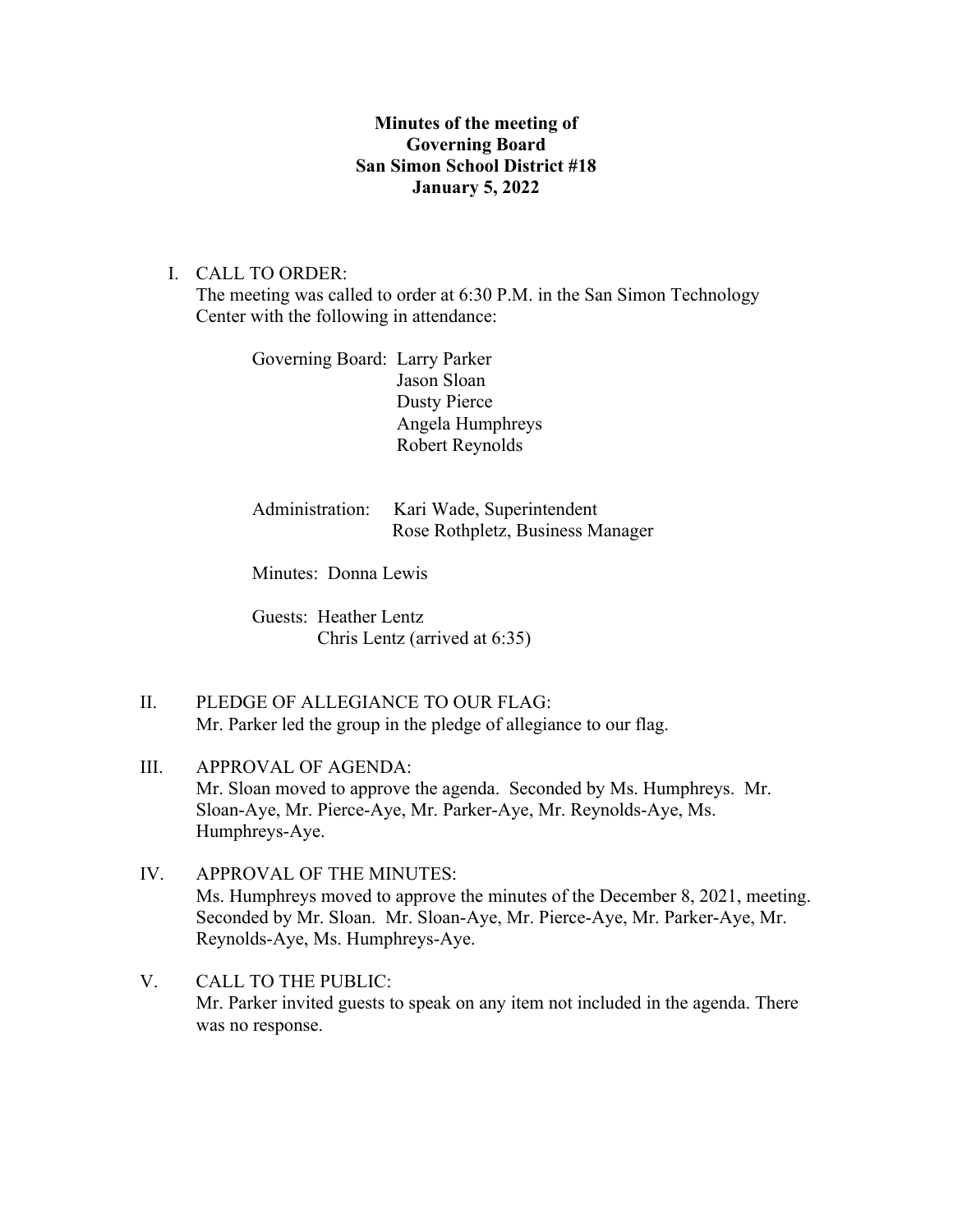**Minutes of the meeting of**
**Governing Board**
**San Simon School District #18**
**January 5, 2022**

I. CALL TO ORDER:
The meeting was called to order at 6:30 P.M. in the San Simon Technology Center with the following in attendance:

Governing Board: Larry Parker
Jason Sloan
Dusty Pierce
Angela Humphreys
Robert Reynolds

Administration: Kari Wade, Superintendent
Rose Rothpletz, Business Manager

Minutes: Donna Lewis

Guests: Heather Lentz
Chris Lentz (arrived at 6:35)

II. PLEDGE OF ALLEGIANCE TO OUR FLAG:
Mr. Parker led the group in the pledge of allegiance to our flag.

III. APPROVAL OF AGENDA:
Mr. Sloan moved to approve the agenda. Seconded by Ms. Humphreys. Mr. Sloan-Aye, Mr. Pierce-Aye, Mr. Parker-Aye, Mr. Reynolds-Aye, Ms. Humphreys-Aye.

IV. APPROVAL OF THE MINUTES:
Ms. Humphreys moved to approve the minutes of the December 8, 2021, meeting. Seconded by Mr. Sloan. Mr. Sloan-Aye, Mr. Pierce-Aye, Mr. Parker-Aye, Mr. Reynolds-Aye, Ms. Humphreys-Aye.

V. CALL TO THE PUBLIC:
Mr. Parker invited guests to speak on any item not included in the agenda. There was no response.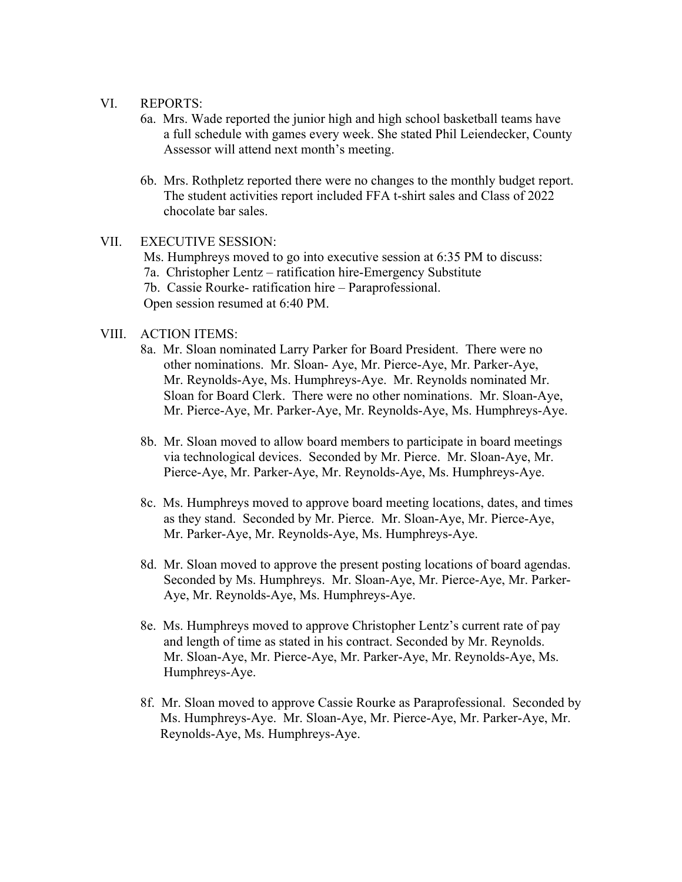VI. REPORTS:

6a. Mrs. Wade reported the junior high and high school basketball teams have a full schedule with games every week. She stated Phil Leiendecker, County Assessor will attend next month's meeting.

6b. Mrs. Rothpletz reported there were no changes to the monthly budget report. The student activities report included FFA t-shirt sales and Class of 2022 chocolate bar sales.

VII. EXECUTIVE SESSION:

Ms. Humphreys moved to go into executive session at 6:35 PM to discuss:

7a. Christopher Lentz – ratification hire-Emergency Substitute

7b. Cassie Rourke- ratification hire – Paraprofessional.

Open session resumed at 6:40 PM.

VIII. ACTION ITEMS:

8a. Mr. Sloan nominated Larry Parker for Board President. There were no other nominations. Mr. Sloan- Aye, Mr. Pierce-Aye, Mr. Parker-Aye, Mr. Reynolds-Aye, Ms. Humphreys-Aye. Mr. Reynolds nominated Mr. Sloan for Board Clerk. There were no other nominations. Mr. Sloan-Aye, Mr. Pierce-Aye, Mr. Parker-Aye, Mr. Reynolds-Aye, Ms. Humphreys-Aye.

8b. Mr. Sloan moved to allow board members to participate in board meetings via technological devices. Seconded by Mr. Pierce. Mr. Sloan-Aye, Mr. Pierce-Aye, Mr. Parker-Aye, Mr. Reynolds-Aye, Ms. Humphreys-Aye.

8c. Ms. Humphreys moved to approve board meeting locations, dates, and times as they stand. Seconded by Mr. Pierce. Mr. Sloan-Aye, Mr. Pierce-Aye, Mr. Parker-Aye, Mr. Reynolds-Aye, Ms. Humphreys-Aye.

8d. Mr. Sloan moved to approve the present posting locations of board agendas. Seconded by Ms. Humphreys. Mr. Sloan-Aye, Mr. Pierce-Aye, Mr. Parker-Aye, Mr. Reynolds-Aye, Ms. Humphreys-Aye.

8e. Ms. Humphreys moved to approve Christopher Lentz's current rate of pay and length of time as stated in his contract. Seconded by Mr. Reynolds. Mr. Sloan-Aye, Mr. Pierce-Aye, Mr. Parker-Aye, Mr. Reynolds-Aye, Ms. Humphreys-Aye.

8f. Mr. Sloan moved to approve Cassie Rourke as Paraprofessional. Seconded by Ms. Humphreys-Aye. Mr. Sloan-Aye, Mr. Pierce-Aye, Mr. Parker-Aye, Mr. Reynolds-Aye, Ms. Humphreys-Aye.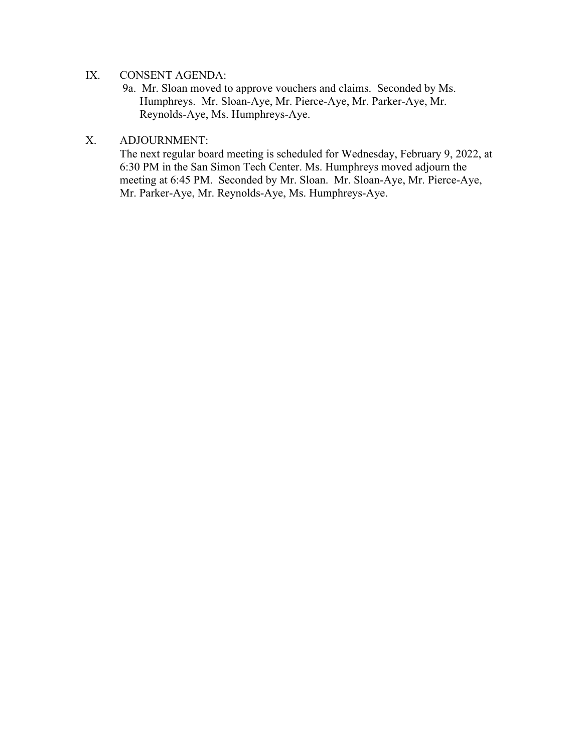IX. CONSENT AGENDA:

9a. Mr. Sloan moved to approve vouchers and claims. Seconded by Ms. Humphreys. Mr. Sloan-Aye, Mr. Pierce-Aye, Mr. Parker-Aye, Mr. Reynolds-Aye, Ms. Humphreys-Aye.

X. ADJOURNMENT:

The next regular board meeting is scheduled for Wednesday, February 9, 2022, at 6:30 PM in the San Simon Tech Center. Ms. Humphreys moved adjourn the meeting at 6:45 PM. Seconded by Mr. Sloan. Mr. Sloan-Aye, Mr. Pierce-Aye, Mr. Parker-Aye, Mr. Reynolds-Aye, Ms. Humphreys-Aye.